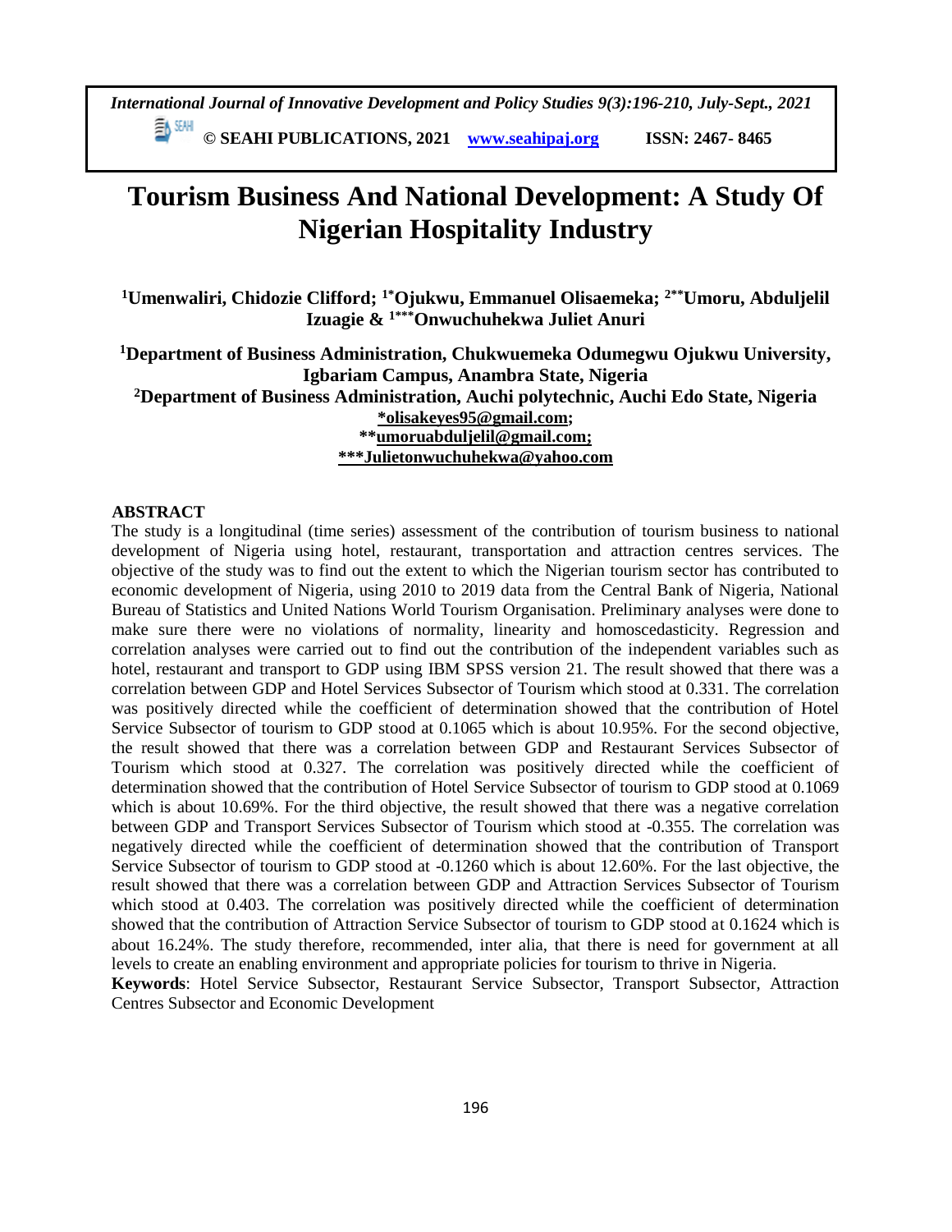# Tourism Business And National Development: A Study Of Nigerian Hospitality Industry

**[1]Umenwaliri, Chidozie Clifford; [1*]Ojukwu, Emmanuel Olisaemeka; [2**]Umoru, Abduljelil Izuagie & [1***]Onwuchuhekwa Juliet Anuri**

**[1]Department of Business Administration, Chukwuemeka Odumegwu Ojukwu University, Igbariam Campus, Anambra State, Nigeria**

**[2]Department of Business Administration, Auchi polytechnic, Auchi Edo State, Nigeria**

**\*olisakeyes95@gmail.com;**

**\*\*umoruabduljelil@gmail.com;**

**\*\*\*Julietonwuchuhekwa@yahoo.com**

## ABSTRACT

The study is a longitudinal (time series) assessment of the contribution of tourism business to national development of Nigeria using hotel, restaurant, transportation and attraction centres services. The objective of the study was to find out the extent to which the Nigerian tourism sector has contributed to economic development of Nigeria, using 2010 to 2019 data from the Central Bank of Nigeria, National Bureau of Statistics and United Nations World Tourism Organisation. Preliminary analyses were done to make sure there were no violations of normality, linearity and homoscedasticity. Regression and correlation analyses were carried out to find out the contribution of the independent variables such as hotel, restaurant and transport to GDP using IBM SPSS version 21. The result showed that there was a correlation between GDP and Hotel Services Subsector of Tourism which stood at 0.331. The correlation was positively directed while the coefficient of determination showed that the contribution of Hotel Service Subsector of tourism to GDP stood at 0.1065 which is about 10.95%. For the second objective, the result showed that there was a correlation between GDP and Restaurant Services Subsector of Tourism which stood at 0.327. The correlation was positively directed while the coefficient of determination showed that the contribution of Hotel Service Subsector of tourism to GDP stood at 0.1069 which is about 10.69%. For the third objective, the result showed that there was a negative correlation between GDP and Transport Services Subsector of Tourism which stood at -0.355. The correlation was negatively directed while the coefficient of determination showed that the contribution of Transport Service Subsector of tourism to GDP stood at -0.1260 which is about 12.60%. For the last objective, the result showed that there was a correlation between GDP and Attraction Services Subsector of Tourism which stood at 0.403. The correlation was positively directed while the coefficient of determination showed that the contribution of Attraction Service Subsector of tourism to GDP stood at 0.1624 which is about 16.24%. The study therefore, recommended, inter alia, that there is need for government at all levels to create an enabling environment and appropriate policies for tourism to thrive in Nigeria.

**Keywords**: Hotel Service Subsector, Restaurant Service Subsector, Transport Subsector, Attraction Centres Subsector and Economic Development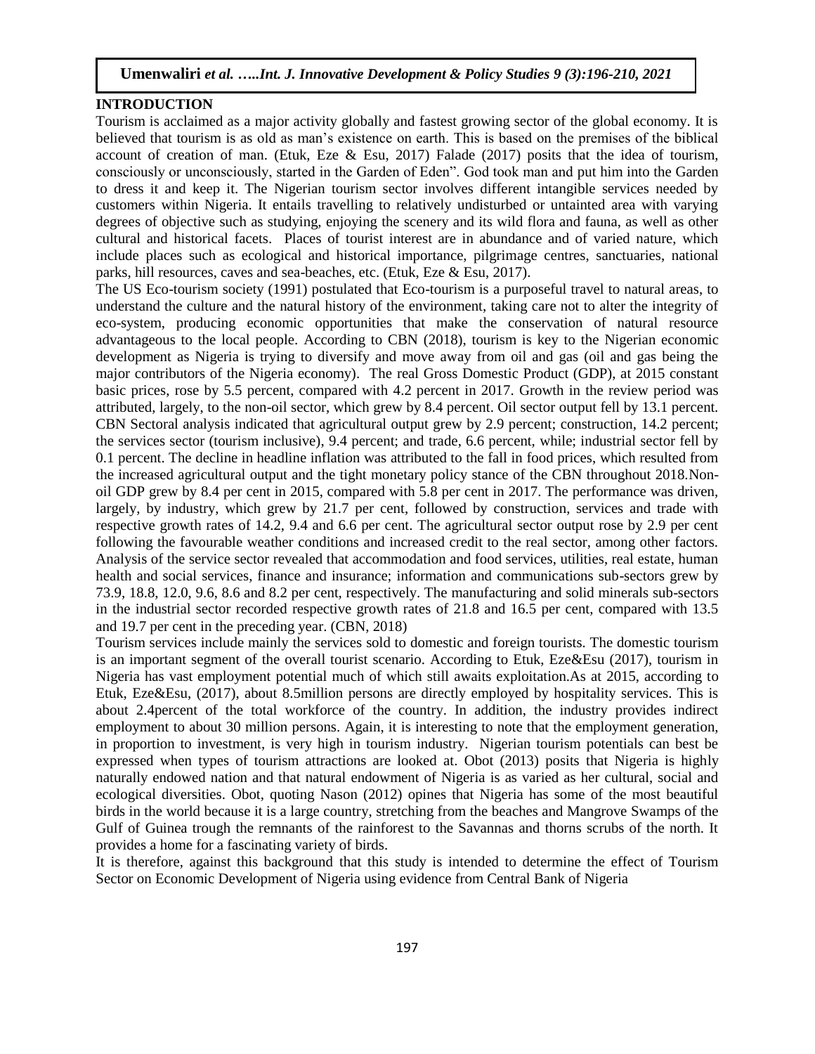## INTRODUCTION

Tourism is acclaimed as a major activity globally and fastest growing sector of the global economy. It is believed that tourism is as old as man's existence on earth. This is based on the premises of the biblical account of creation of man. (Etuk, Eze & Esu, 2017) Falade (2017) posits that the idea of tourism, consciously or unconsciously, started in the Garden of Eden". God took man and put him into the Garden to dress it and keep it. The Nigerian tourism sector involves different intangible services needed by customers within Nigeria. It entails travelling to relatively undisturbed or untainted area with varying degrees of objective such as studying, enjoying the scenery and its wild flora and fauna, as well as other cultural and historical facets. Places of tourist interest are in abundance and of varied nature, which include places such as ecological and historical importance, pilgrimage centres, sanctuaries, national parks, hill resources, caves and sea-beaches, etc. (Etuk, Eze & Esu, 2017).

The US Eco-tourism society (1991) postulated that Eco-tourism is a purposeful travel to natural areas, to understand the culture and the natural history of the environment, taking care not to alter the integrity of eco-system, producing economic opportunities that make the conservation of natural resource advantageous to the local people. According to CBN (2018), tourism is key to the Nigerian economic development as Nigeria is trying to diversify and move away from oil and gas (oil and gas being the major contributors of the Nigeria economy). The real Gross Domestic Product (GDP), at 2015 constant basic prices, rose by 5.5 percent, compared with 4.2 percent in 2017. Growth in the review period was attributed, largely, to the non-oil sector, which grew by 8.4 percent. Oil sector output fell by 13.1 percent. CBN Sectoral analysis indicated that agricultural output grew by 2.9 percent; construction, 14.2 percent; the services sector (tourism inclusive), 9.4 percent; and trade, 6.6 percent, while; industrial sector fell by 0.1 percent. The decline in headline inflation was attributed to the fall in food prices, which resulted from the increased agricultural output and the tight monetary policy stance of the CBN throughout 2018.Non-oil GDP grew by 8.4 per cent in 2015, compared with 5.8 per cent in 2017. The performance was driven, largely, by industry, which grew by 21.7 per cent, followed by construction, services and trade with respective growth rates of 14.2, 9.4 and 6.6 per cent. The agricultural sector output rose by 2.9 per cent following the favourable weather conditions and increased credit to the real sector, among other factors. Analysis of the service sector revealed that accommodation and food services, utilities, real estate, human health and social services, finance and insurance; information and communications sub-sectors grew by 73.9, 18.8, 12.0, 9.6, 8.6 and 8.2 per cent, respectively. The manufacturing and solid minerals sub-sectors in the industrial sector recorded respective growth rates of 21.8 and 16.5 per cent, compared with 13.5 and 19.7 per cent in the preceding year. (CBN, 2018)

Tourism services include mainly the services sold to domestic and foreign tourists. The domestic tourism is an important segment of the overall tourist scenario. According to Etuk, Eze&Esu (2017), tourism in Nigeria has vast employment potential much of which still awaits exploitation.As at 2015, according to Etuk, Eze&Esu, (2017), about 8.5million persons are directly employed by hospitality services. This is about 2.4percent of the total workforce of the country. In addition, the industry provides indirect employment to about 30 million persons. Again, it is interesting to note that the employment generation, in proportion to investment, is very high in tourism industry. Nigerian tourism potentials can best be expressed when types of tourism attractions are looked at. Obot (2013) posits that Nigeria is highly naturally endowed nation and that natural endowment of Nigeria is as varied as her cultural, social and ecological diversities. Obot, quoting Nason (2012) opines that Nigeria has some of the most beautiful birds in the world because it is a large country, stretching from the beaches and Mangrove Swamps of the Gulf of Guinea trough the remnants of the rainforest to the Savannas and thorns scrubs of the north. It provides a home for a fascinating variety of birds.

It is therefore, against this background that this study is intended to determine the effect of Tourism Sector on Economic Development of Nigeria using evidence from Central Bank of Nigeria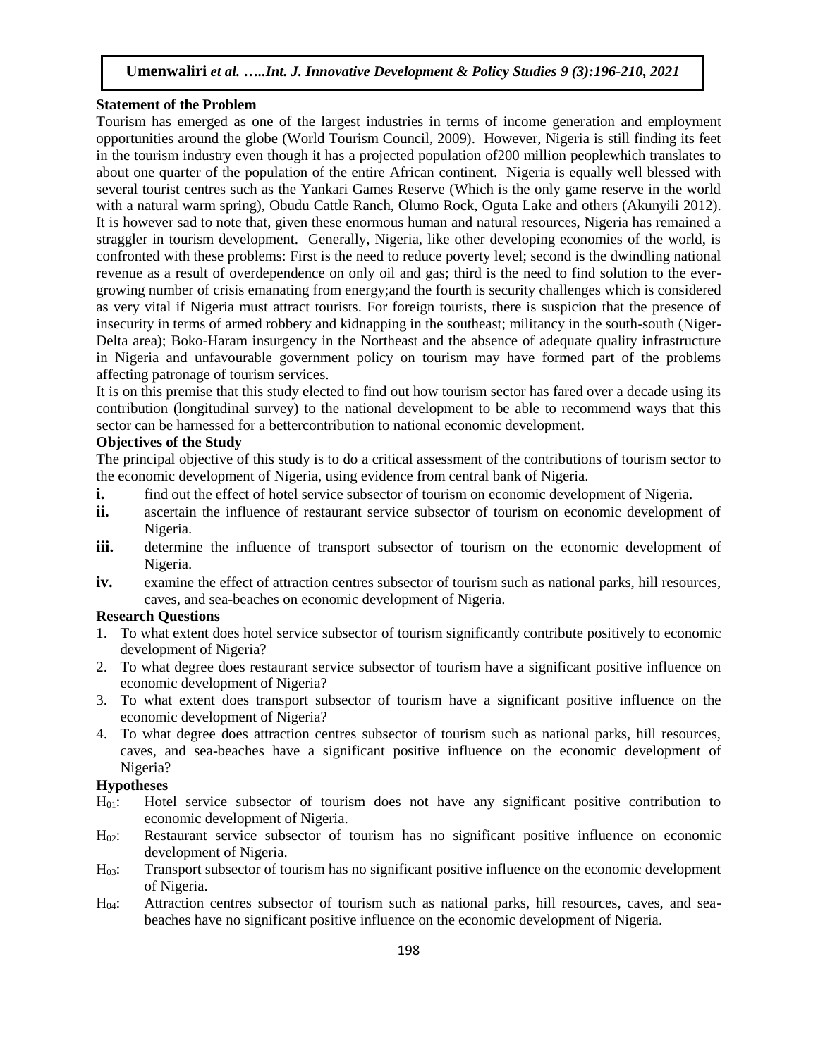### Statement of the Problem

Tourism has emerged as one of the largest industries in terms of income generation and employment opportunities around the globe (World Tourism Council, 2009). However, Nigeria is still finding its feet in the tourism industry even though it has a projected population of200 million peoplewhich translates to about one quarter of the population of the entire African continent. Nigeria is equally well blessed with several tourist centres such as the Yankari Games Reserve (Which is the only game reserve in the world with a natural warm spring), Obudu Cattle Ranch, Olumo Rock, Oguta Lake and others (Akunyili 2012). It is however sad to note that, given these enormous human and natural resources, Nigeria has remained a straggler in tourism development. Generally, Nigeria, like other developing economies of the world, is confronted with these problems: First is the need to reduce poverty level; second is the dwindling national revenue as a result of overdependence on only oil and gas; third is the need to find solution to the ever-growing number of crisis emanating from energy;and the fourth is security challenges which is considered as very vital if Nigeria must attract tourists. For foreign tourists, there is suspicion that the presence of insecurity in terms of armed robbery and kidnapping in the southeast; militancy in the south-south (Niger-Delta area); Boko-Haram insurgency in the Northeast and the absence of adequate quality infrastructure in Nigeria and unfavourable government policy on tourism may have formed part of the problems affecting patronage of tourism services.

It is on this premise that this study elected to find out how tourism sector has fared over a decade using its contribution (longitudinal survey) to the national development to be able to recommend ways that this sector can be harnessed for a bettercontribution to national economic development.

### Objectives of the Study

The principal objective of this study is to do a critical assessment of the contributions of tourism sector to the economic development of Nigeria, using evidence from central bank of Nigeria.

- **i.** find out the effect of hotel service subsector of tourism on economic development of Nigeria.
- **ii.** ascertain the influence of restaurant service subsector of tourism on economic development of Nigeria.
- **iii.** determine the influence of transport subsector of tourism on the economic development of Nigeria.
- **iv.** examine the effect of attraction centres subsector of tourism such as national parks, hill resources, caves, and sea-beaches on economic development of Nigeria.

### Research Questions

1. To what extent does hotel service subsector of tourism significantly contribute positively to economic development of Nigeria?
2. To what degree does restaurant service subsector of tourism have a significant positive influence on economic development of Nigeria?
3. To what extent does transport subsector of tourism have a significant positive influence on the economic development of Nigeria?
4. To what degree does attraction centres subsector of tourism such as national parks, hill resources, caves, and sea-beaches have a significant positive influence on the economic development of Nigeria?

### Hypotheses

- $H_{01}$: Hotel service subsector of tourism does not have any significant positive contribution to economic development of Nigeria.
- $H_{02}$: Restaurant service subsector of tourism has no significant positive influence on economic development of Nigeria.
- $H_{03}$: Transport subsector of tourism has no significant positive influence on the economic development of Nigeria.
- $H_{04}$: Attraction centres subsector of tourism such as national parks, hill resources, caves, and sea-beaches have no significant positive influence on the economic development of Nigeria.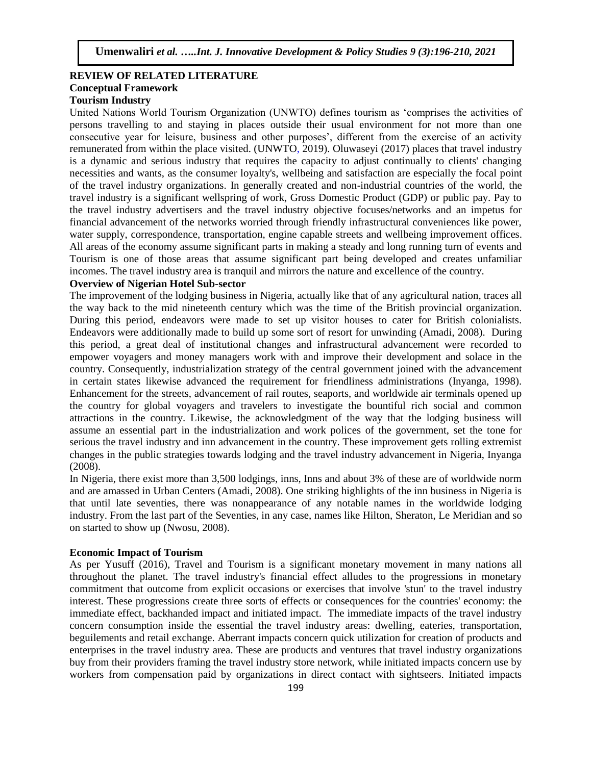## REVIEW OF RELATED LITERATURE

### Conceptual Framework

#### Tourism Industry

United Nations World Tourism Organization (UNWTO) defines tourism as 'comprises the activities of persons travelling to and staying in places outside their usual environment for not more than one consecutive year for leisure, business and other purposes', different from the exercise of an activity remunerated from within the place visited. (UNWTO, 2019). Oluwaseyi (2017) places that travel industry is a dynamic and serious industry that requires the capacity to adjust continually to clients' changing necessities and wants, as the consumer loyalty's, wellbeing and satisfaction are especially the focal point of the travel industry organizations. In generally created and non-industrial countries of the world, the travel industry is a significant wellspring of work, Gross Domestic Product (GDP) or public pay. Pay to the travel industry advertisers and the travel industry objective focuses/networks and an impetus for financial advancement of the networks worried through friendly infrastructural conveniences like power, water supply, correspondence, transportation, engine capable streets and wellbeing improvement offices. All areas of the economy assume significant parts in making a steady and long running turn of events and Tourism is one of those areas that assume significant part being developed and creates unfamiliar incomes. The travel industry area is tranquil and mirrors the nature and excellence of the country.

#### Overview of Nigerian Hotel Sub-sector

The improvement of the lodging business in Nigeria, actually like that of any agricultural nation, traces all the way back to the mid nineteenth century which was the time of the British provincial organization. During this period, endeavors were made to set up visitor houses to cater for British colonialists. Endeavors were additionally made to build up some sort of resort for unwinding (Amadi, 2008). During this period, a great deal of institutional changes and infrastructural advancement were recorded to empower voyagers and money managers work with and improve their development and solace in the country. Consequently, industrialization strategy of the central government joined with the advancement in certain states likewise advanced the requirement for friendliness administrations (Inyanga, 1998). Enhancement for the streets, advancement of rail routes, seaports, and worldwide air terminals opened up the country for global voyagers and travelers to investigate the bountiful rich social and common attractions in the country. Likewise, the acknowledgment of the way that the lodging business will assume an essential part in the industrialization and work polices of the government, set the tone for serious the travel industry and inn advancement in the country. These improvement gets rolling extremist changes in the public strategies towards lodging and the travel industry advancement in Nigeria, Inyanga (2008).

In Nigeria, there exist more than 3,500 lodgings, inns, Inns and about 3% of these are of worldwide norm and are amassed in Urban Centers (Amadi, 2008). One striking highlights of the inn business in Nigeria is that until late seventies, there was nonappearance of any notable names in the worldwide lodging industry. From the last part of the Seventies, in any case, names like Hilton, Sheraton, Le Meridian and so on started to show up (Nwosu, 2008).

#### Economic Impact of Tourism

As per Yusuff (2016), Travel and Tourism is a significant monetary movement in many nations all throughout the planet. The travel industry's financial effect alludes to the progressions in monetary commitment that outcome from explicit occasions or exercises that involve 'stun' to the travel industry interest. These progressions create three sorts of effects or consequences for the countries' economy: the immediate effect, backhanded impact and initiated impact. The immediate impacts of the travel industry concern consumption inside the essential the travel industry areas: dwelling, eateries, transportation, beguilements and retail exchange. Aberrant impacts concern quick utilization for creation of products and enterprises in the travel industry area. These are products and ventures that travel industry organizations buy from their providers framing the travel industry store network, while initiated impacts concern use by workers from compensation paid by organizations in direct contact with sightseers. Initiated impacts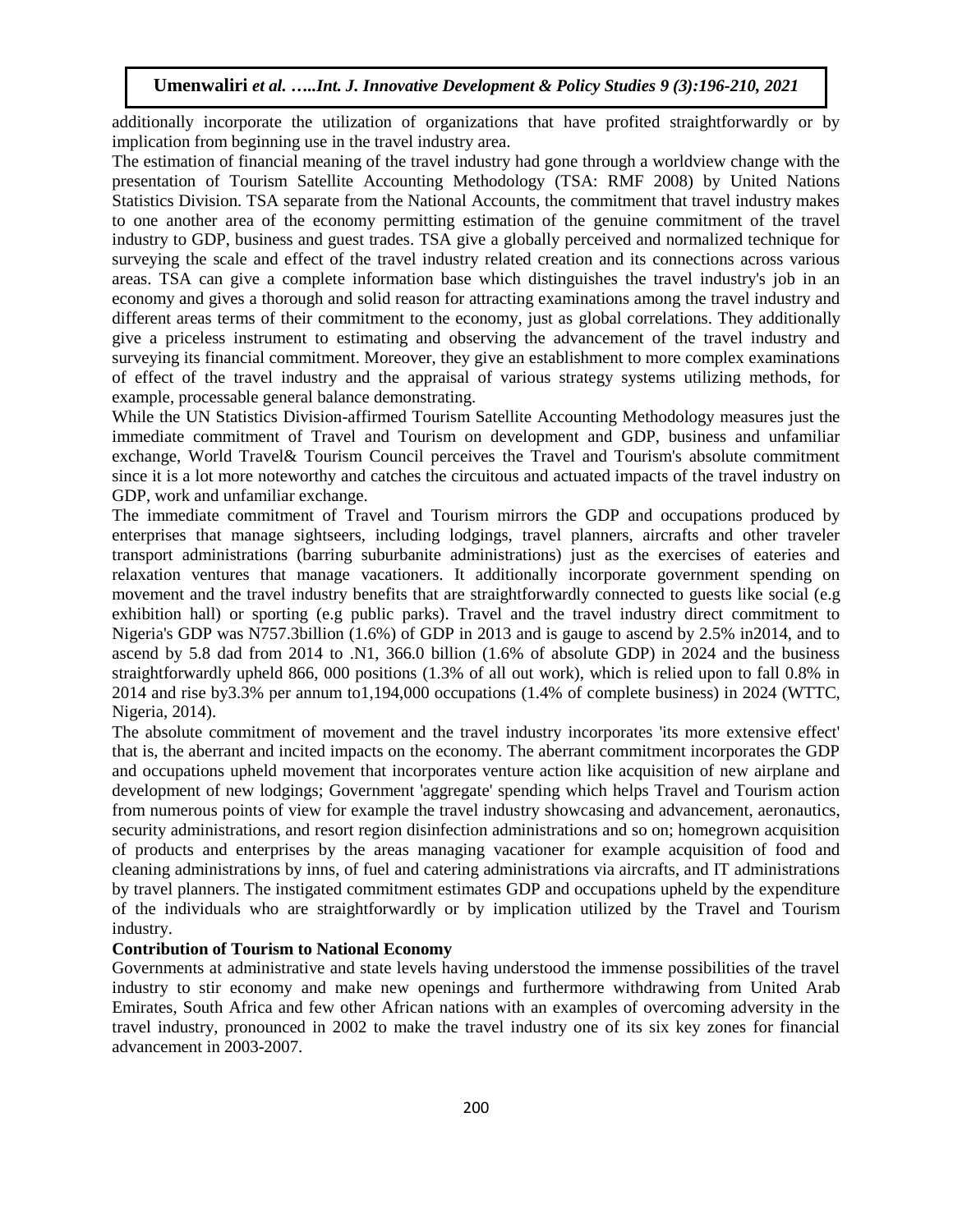additionally incorporate the utilization of organizations that have profited straightforwardly or by implication from beginning use in the travel industry area.

The estimation of financial meaning of the travel industry had gone through a worldview change with the presentation of Tourism Satellite Accounting Methodology (TSA: RMF 2008) by United Nations Statistics Division. TSA separate from the National Accounts, the commitment that travel industry makes to one another area of the economy permitting estimation of the genuine commitment of the travel industry to GDP, business and guest trades. TSA give a globally perceived and normalized technique for surveying the scale and effect of the travel industry related creation and its connections across various areas. TSA can give a complete information base which distinguishes the travel industry's job in an economy and gives a thorough and solid reason for attracting examinations among the travel industry and different areas terms of their commitment to the economy, just as global correlations. They additionally give a priceless instrument to estimating and observing the advancement of the travel industry and surveying its financial commitment. Moreover, they give an establishment to more complex examinations of effect of the travel industry and the appraisal of various strategy systems utilizing methods, for example, processable general balance demonstrating.

While the UN Statistics Division-affirmed Tourism Satellite Accounting Methodology measures just the immediate commitment of Travel and Tourism on development and GDP, business and unfamiliar exchange, World Travel& Tourism Council perceives the Travel and Tourism's absolute commitment since it is a lot more noteworthy and catches the circuitous and actuated impacts of the travel industry on GDP, work and unfamiliar exchange.

The immediate commitment of Travel and Tourism mirrors the GDP and occupations produced by enterprises that manage sightseers, including lodgings, travel planners, aircrafts and other traveler transport administrations (barring suburbanite administrations) just as the exercises of eateries and relaxation ventures that manage vacationers. It additionally incorporate government spending on movement and the travel industry benefits that are straightforwardly connected to guests like social (e.g exhibition hall) or sporting (e.g public parks). Travel and the travel industry direct commitment to Nigeria's GDP was N757.3billion (1.6%) of GDP in 2013 and is gauge to ascend by 2.5% in2014, and to ascend by 5.8 dad from 2014 to .N1, 366.0 billion (1.6% of absolute GDP) in 2024 and the business straightforwardly upheld 866, 000 positions (1.3% of all out work), which is relied upon to fall 0.8% in 2014 and rise by3.3% per annum to1,194,000 occupations (1.4% of complete business) in 2024 (WTTC, Nigeria, 2014).

The absolute commitment of movement and the travel industry incorporates 'its more extensive effect' that is, the aberrant and incited impacts on the economy. The aberrant commitment incorporates the GDP and occupations upheld movement that incorporates venture action like acquisition of new airplane and development of new lodgings; Government 'aggregate' spending which helps Travel and Tourism action from numerous points of view for example the travel industry showcasing and advancement, aeronautics, security administrations, and resort region disinfection administrations and so on; homegrown acquisition of products and enterprises by the areas managing vacationer for example acquisition of food and cleaning administrations by inns, of fuel and catering administrations via aircrafts, and IT administrations by travel planners. The instigated commitment estimates GDP and occupations upheld by the expenditure of the individuals who are straightforwardly or by implication utilized by the Travel and Tourism industry.

**Contribution of Tourism to National Economy**

Governments at administrative and state levels having understood the immense possibilities of the travel industry to stir economy and make new openings and furthermore withdrawing from United Arab Emirates, South Africa and few other African nations with an examples of overcoming adversity in the travel industry, pronounced in 2002 to make the travel industry one of its six key zones for financial advancement in 2003-2007.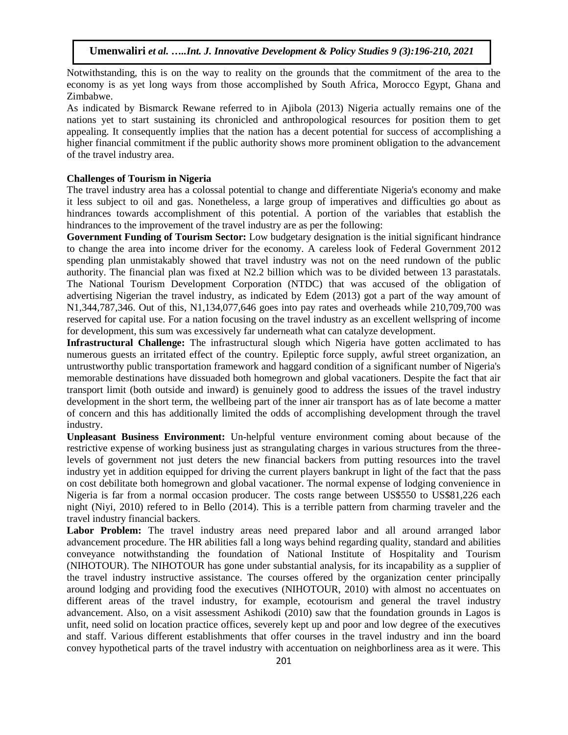Notwithstanding, this is on the way to reality on the grounds that the commitment of the area to the economy is as yet long ways from those accomplished by South Africa, Morocco Egypt, Ghana and Zimbabwe.

As indicated by Bismarck Rewane referred to in Ajibola (2013) Nigeria actually remains one of the nations yet to start sustaining its chronicled and anthropological resources for position them to get appealing. It consequently implies that the nation has a decent potential for success of accomplishing a higher financial commitment if the public authority shows more prominent obligation to the advancement of the travel industry area.

### Challenges of Tourism in Nigeria

The travel industry area has a colossal potential to change and differentiate Nigeria's economy and make it less subject to oil and gas. Nonetheless, a large group of imperatives and difficulties go about as hindrances towards accomplishment of this potential. A portion of the variables that establish the hindrances to the improvement of the travel industry are as per the following:

**Government Funding of Tourism Sector:** Low budgetary designation is the initial significant hindrance to change the area into income driver for the economy. A careless look of Federal Government 2012 spending plan unmistakably showed that travel industry was not on the need rundown of the public authority. The financial plan was fixed at N2.2 billion which was to be divided between 13 parastatals. The National Tourism Development Corporation (NTDC) that was accused of the obligation of advertising Nigerian the travel industry, as indicated by Edem (2013) got a part of the way amount of N1,344,787,346. Out of this, N1,134,077,646 goes into pay rates and overheads while 210,709,700 was reserved for capital use. For a nation focusing on the travel industry as an excellent wellspring of income for development, this sum was excessively far underneath what can catalyze development.

**Infrastructural Challenge:** The infrastructural slough which Nigeria have gotten acclimated to has numerous guests an irritated effect of the country. Epileptic force supply, awful street organization, an untrustworthy public transportation framework and haggard condition of a significant number of Nigeria's memorable destinations have dissuaded both homegrown and global vacationers. Despite the fact that air transport limit (both outside and inward) is genuinely good to address the issues of the travel industry development in the short term, the wellbeing part of the inner air transport has as of late become a matter of concern and this has additionally limited the odds of accomplishing development through the travel industry.

**Unpleasant Business Environment:** Un-helpful venture environment coming about because of the restrictive expense of working business just as strangulating charges in various structures from the three-levels of government not just deters the new financial backers from putting resources into the travel industry yet in addition equipped for driving the current players bankrupt in light of the fact that the pass on cost debilitate both homegrown and global vacationer. The normal expense of lodging convenience in Nigeria is far from a normal occasion producer. The costs range between US$550 to US$81,226 each night (Niyi, 2010) refered to in Bello (2014). This is a terrible pattern from charming traveler and the travel industry financial backers.

**Labor Problem:** The travel industry areas need prepared labor and all around arranged labor advancement procedure. The HR abilities fall a long ways behind regarding quality, standard and abilities conveyance notwithstanding the foundation of National Institute of Hospitality and Tourism (NIHOTOUR). The NIHOTOUR has gone under substantial analysis, for its incapability as a supplier of the travel industry instructive assistance. The courses offered by the organization center principally around lodging and providing food the executives (NIHOTOUR, 2010) with almost no accentuates on different areas of the travel industry, for example, ecotourism and general the travel industry advancement. Also, on a visit assessment Ashikodi (2010) saw that the foundation grounds in Lagos is unfit, need solid on location practice offices, severely kept up and poor and low degree of the executives and staff. Various different establishments that offer courses in the travel industry and inn the board convey hypothetical parts of the travel industry with accentuation on neighborliness area as it were. This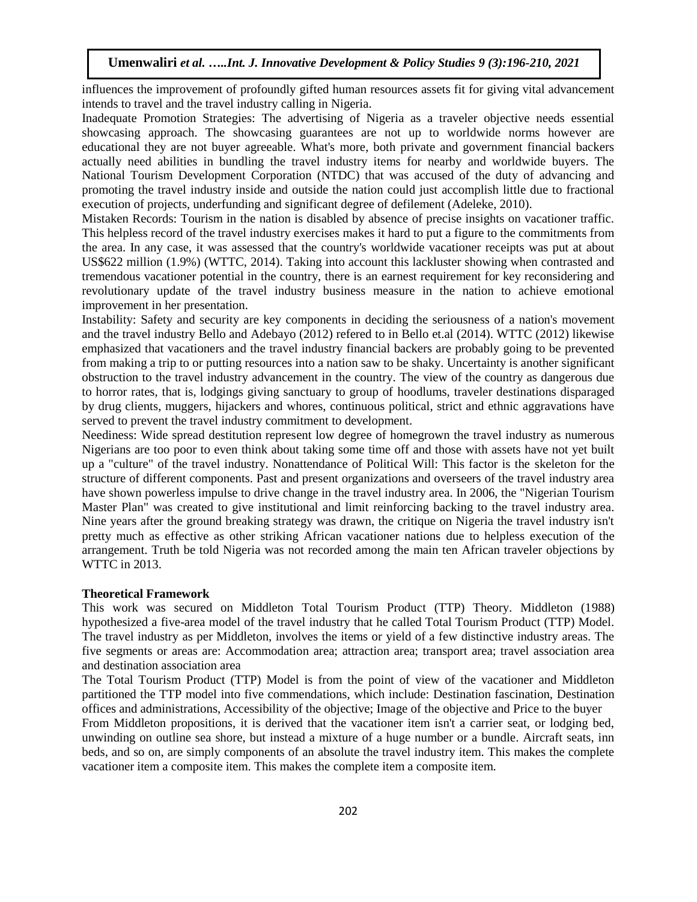influences the improvement of profoundly gifted human resources assets fit for giving vital advancement intends to travel and the travel industry calling in Nigeria.

Inadequate Promotion Strategies: The advertising of Nigeria as a traveler objective needs essential showcasing approach. The showcasing guarantees are not up to worldwide norms however are educational they are not buyer agreeable. What's more, both private and government financial backers actually need abilities in bundling the travel industry items for nearby and worldwide buyers. The National Tourism Development Corporation (NTDC) that was accused of the duty of advancing and promoting the travel industry inside and outside the nation could just accomplish little due to fractional execution of projects, underfunding and significant degree of defilement (Adeleke, 2010).

Mistaken Records: Tourism in the nation is disabled by absence of precise insights on vacationer traffic. This helpless record of the travel industry exercises makes it hard to put a figure to the commitments from the area. In any case, it was assessed that the country's worldwide vacationer receipts was put at about US$622 million (1.9%) (WTTC, 2014). Taking into account this lackluster showing when contrasted and tremendous vacationer potential in the country, there is an earnest requirement for key reconsidering and revolutionary update of the travel industry business measure in the nation to achieve emotional improvement in her presentation.

Instability: Safety and security are key components in deciding the seriousness of a nation's movement and the travel industry Bello and Adebayo (2012) refered to in Bello et.al (2014). WTTC (2012) likewise emphasized that vacationers and the travel industry financial backers are probably going to be prevented from making a trip to or putting resources into a nation saw to be shaky. Uncertainty is another significant obstruction to the travel industry advancement in the country. The view of the country as dangerous due to horror rates, that is, lodgings giving sanctuary to group of hoodlums, traveler destinations disparaged by drug clients, muggers, hijackers and whores, continuous political, strict and ethnic aggravations have served to prevent the travel industry commitment to development.

Neediness: Wide spread destitution represent low degree of homegrown the travel industry as numerous Nigerians are too poor to even think about taking some time off and those with assets have not yet built up a "culture" of the travel industry. Nonattendance of Political Will: This factor is the skeleton for the structure of different components. Past and present organizations and overseers of the travel industry area have shown powerless impulse to drive change in the travel industry area. In 2006, the "Nigerian Tourism Master Plan" was created to give institutional and limit reinforcing backing to the travel industry area. Nine years after the ground breaking strategy was drawn, the critique on Nigeria the travel industry isn't pretty much as effective as other striking African vacationer nations due to helpless execution of the arrangement. Truth be told Nigeria was not recorded among the main ten African traveler objections by WTTC in 2013.

**Theoretical Framework**

This work was secured on Middleton Total Tourism Product (TTP) Theory. Middleton (1988) hypothesized a five-area model of the travel industry that he called Total Tourism Product (TTP) Model. The travel industry as per Middleton, involves the items or yield of a few distinctive industry areas. The five segments or areas are: Accommodation area; attraction area; transport area; travel association area and destination association area

The Total Tourism Product (TTP) Model is from the point of view of the vacationer and Middleton partitioned the TTP model into five commendations, which include: Destination fascination, Destination offices and administrations, Accessibility of the objective; Image of the objective and Price to the buyer

From Middleton propositions, it is derived that the vacationer item isn't a carrier seat, or lodging bed, unwinding on outline sea shore, but instead a mixture of a huge number or a bundle. Aircraft seats, inn beds, and so on, are simply components of an absolute the travel industry item. This makes the complete vacationer item a composite item. This makes the complete item a composite item.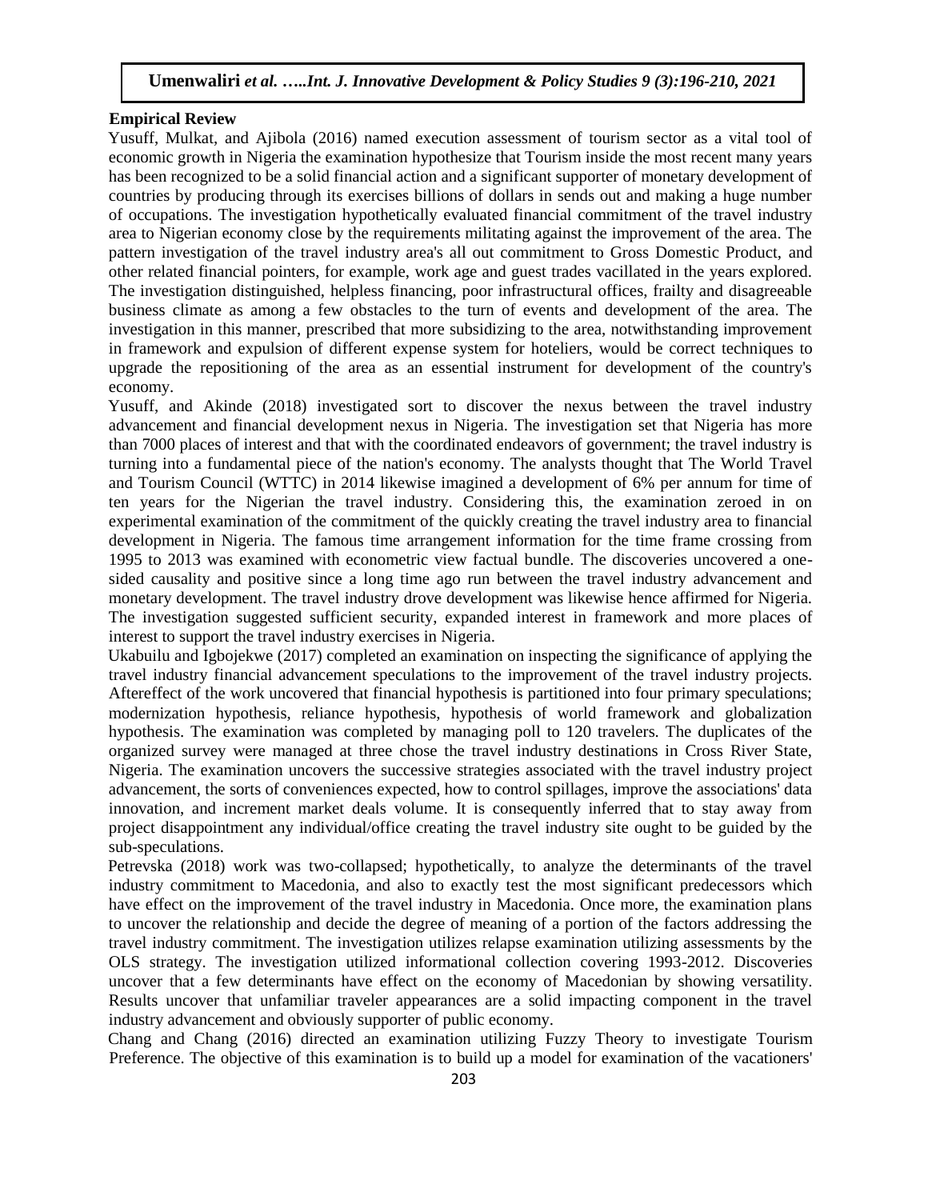## Empirical Review

Yusuff, Mulkat, and Ajibola (2016) named execution assessment of tourism sector as a vital tool of economic growth in Nigeria the examination hypothesize that Tourism inside the most recent many years has been recognized to be a solid financial action and a significant supporter of monetary development of countries by producing through its exercises billions of dollars in sends out and making a huge number of occupations. The investigation hypothetically evaluated financial commitment of the travel industry area to Nigerian economy close by the requirements militating against the improvement of the area. The pattern investigation of the travel industry area's all out commitment to Gross Domestic Product, and other related financial pointers, for example, work age and guest trades vacillated in the years explored. The investigation distinguished, helpless financing, poor infrastructural offices, frailty and disagreeable business climate as among a few obstacles to the turn of events and development of the area. The investigation in this manner, prescribed that more subsidizing to the area, notwithstanding improvement in framework and expulsion of different expense system for hoteliers, would be correct techniques to upgrade the repositioning of the area as an essential instrument for development of the country's economy.

Yusuff, and Akinde (2018) investigated sort to discover the nexus between the travel industry advancement and financial development nexus in Nigeria. The investigation set that Nigeria has more than 7000 places of interest and that with the coordinated endeavors of government; the travel industry is turning into a fundamental piece of the nation's economy. The analysts thought that The World Travel and Tourism Council (WTTC) in 2014 likewise imagined a development of 6% per annum for time of ten years for the Nigerian the travel industry. Considering this, the examination zeroed in on experimental examination of the commitment of the quickly creating the travel industry area to financial development in Nigeria. The famous time arrangement information for the time frame crossing from 1995 to 2013 was examined with econometric view factual bundle. The discoveries uncovered a one-sided causality and positive since a long time ago run between the travel industry advancement and monetary development. The travel industry drove development was likewise hence affirmed for Nigeria. The investigation suggested sufficient security, expanded interest in framework and more places of interest to support the travel industry exercises in Nigeria.

Ukabuilu and Igbojekwe (2017) completed an examination on inspecting the significance of applying the travel industry financial advancement speculations to the improvement of the travel industry projects. Aftereffect of the work uncovered that financial hypothesis is partitioned into four primary speculations; modernization hypothesis, reliance hypothesis, hypothesis of world framework and globalization hypothesis. The examination was completed by managing poll to 120 travelers. The duplicates of the organized survey were managed at three chose the travel industry destinations in Cross River State, Nigeria. The examination uncovers the successive strategies associated with the travel industry project advancement, the sorts of conveniences expected, how to control spillages, improve the associations' data innovation, and increment market deals volume. It is consequently inferred that to stay away from project disappointment any individual/office creating the travel industry site ought to be guided by the sub-speculations.

Petrevska (2018) work was two-collapsed; hypothetically, to analyze the determinants of the travel industry commitment to Macedonia, and also to exactly test the most significant predecessors which have effect on the improvement of the travel industry in Macedonia. Once more, the examination plans to uncover the relationship and decide the degree of meaning of a portion of the factors addressing the travel industry commitment. The investigation utilizes relapse examination utilizing assessments by the OLS strategy. The investigation utilized informational collection covering 1993-2012. Discoveries uncover that a few determinants have effect on the economy of Macedonian by showing versatility. Results uncover that unfamiliar traveler appearances are a solid impacting component in the travel industry advancement and obviously supporter of public economy.

Chang and Chang (2016) directed an examination utilizing Fuzzy Theory to investigate Tourism Preference. The objective of this examination is to build up a model for examination of the vacationers'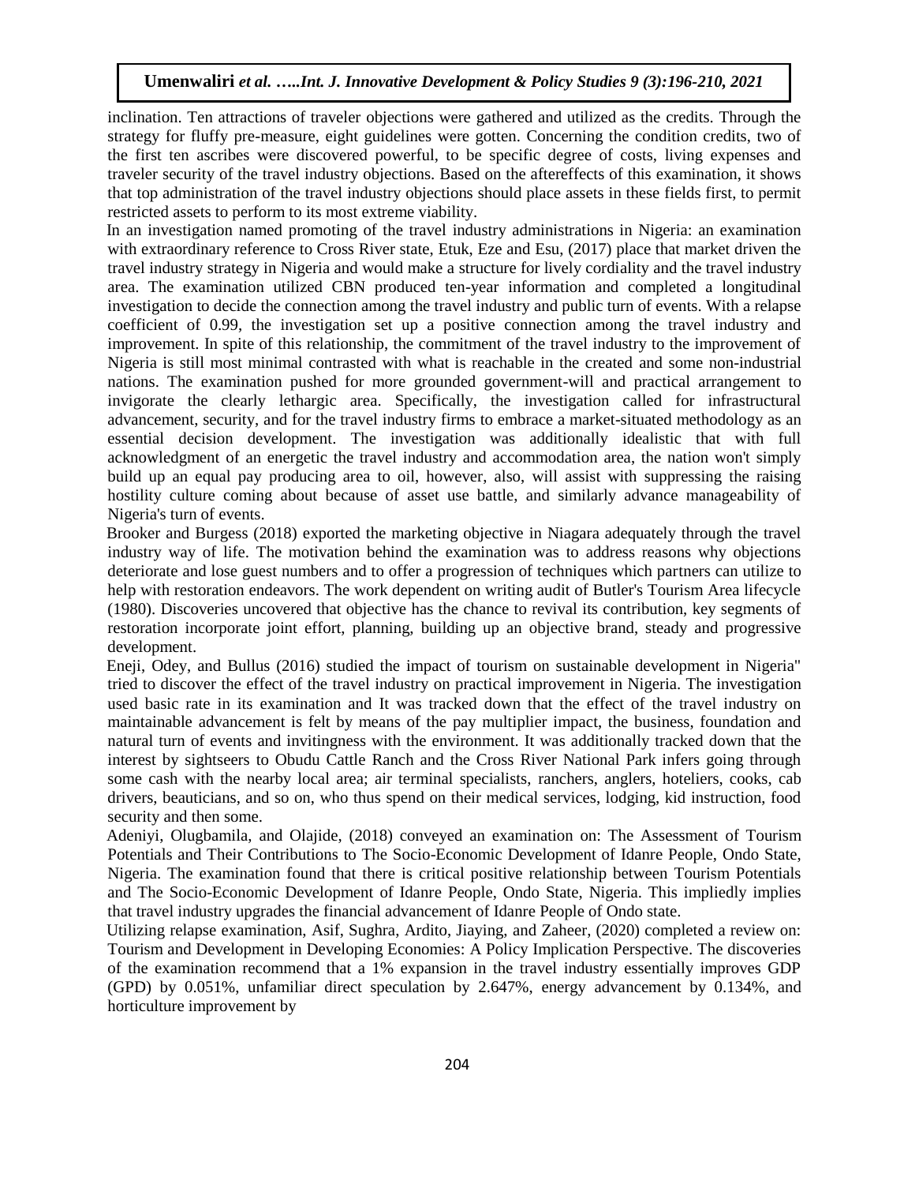inclination. Ten attractions of traveler objections were gathered and utilized as the credits. Through the strategy for fluffy pre-measure, eight guidelines were gotten. Concerning the condition credits, two of the first ten ascribes were discovered powerful, to be specific degree of costs, living expenses and traveler security of the travel industry objections. Based on the aftereffects of this examination, it shows that top administration of the travel industry objections should place assets in these fields first, to permit restricted assets to perform to its most extreme viability.

In an investigation named promoting of the travel industry administrations in Nigeria: an examination with extraordinary reference to Cross River state, Etuk, Eze and Esu, (2017) place that market driven the travel industry strategy in Nigeria and would make a structure for lively cordiality and the travel industry area. The examination utilized CBN produced ten-year information and completed a longitudinal investigation to decide the connection among the travel industry and public turn of events. With a relapse coefficient of 0.99, the investigation set up a positive connection among the travel industry and improvement. In spite of this relationship, the commitment of the travel industry to the improvement of Nigeria is still most minimal contrasted with what is reachable in the created and some non-industrial nations. The examination pushed for more grounded government-will and practical arrangement to invigorate the clearly lethargic area. Specifically, the investigation called for infrastructural advancement, security, and for the travel industry firms to embrace a market-situated methodology as an essential decision development. The investigation was additionally idealistic that with full acknowledgment of an energetic the travel industry and accommodation area, the nation won't simply build up an equal pay producing area to oil, however, also, will assist with suppressing the raising hostility culture coming about because of asset use battle, and similarly advance manageability of Nigeria's turn of events.

Brooker and Burgess (2018) exported the marketing objective in Niagara adequately through the travel industry way of life. The motivation behind the examination was to address reasons why objections deteriorate and lose guest numbers and to offer a progression of techniques which partners can utilize to help with restoration endeavors. The work dependent on writing audit of Butler's Tourism Area lifecycle (1980). Discoveries uncovered that objective has the chance to revival its contribution, key segments of restoration incorporate joint effort, planning, building up an objective brand, steady and progressive development.

Eneji, Odey, and Bullus (2016) studied the impact of tourism on sustainable development in Nigeria" tried to discover the effect of the travel industry on practical improvement in Nigeria. The investigation used basic rate in its examination and It was tracked down that the effect of the travel industry on maintainable advancement is felt by means of the pay multiplier impact, the business, foundation and natural turn of events and invitingness with the environment. It was additionally tracked down that the interest by sightseers to Obudu Cattle Ranch and the Cross River National Park infers going through some cash with the nearby local area; air terminal specialists, ranchers, anglers, hoteliers, cooks, cab drivers, beauticians, and so on, who thus spend on their medical services, lodging, kid instruction, food security and then some.

Adeniyi, Olugbamila, and Olajide, (2018) conveyed an examination on: The Assessment of Tourism Potentials and Their Contributions to The Socio-Economic Development of Idanre People, Ondo State, Nigeria. The examination found that there is critical positive relationship between Tourism Potentials and The Socio-Economic Development of Idanre People, Ondo State, Nigeria. This impliedly implies that travel industry upgrades the financial advancement of Idanre People of Ondo state.

Utilizing relapse examination, Asif, Sughra, Ardito, Jiaying, and Zaheer, (2020) completed a review on: Tourism and Development in Developing Economies: A Policy Implication Perspective. The discoveries of the examination recommend that a 1% expansion in the travel industry essentially improves GDP (GPD) by 0.051%, unfamiliar direct speculation by 2.647%, energy advancement by 0.134%, and horticulture improvement by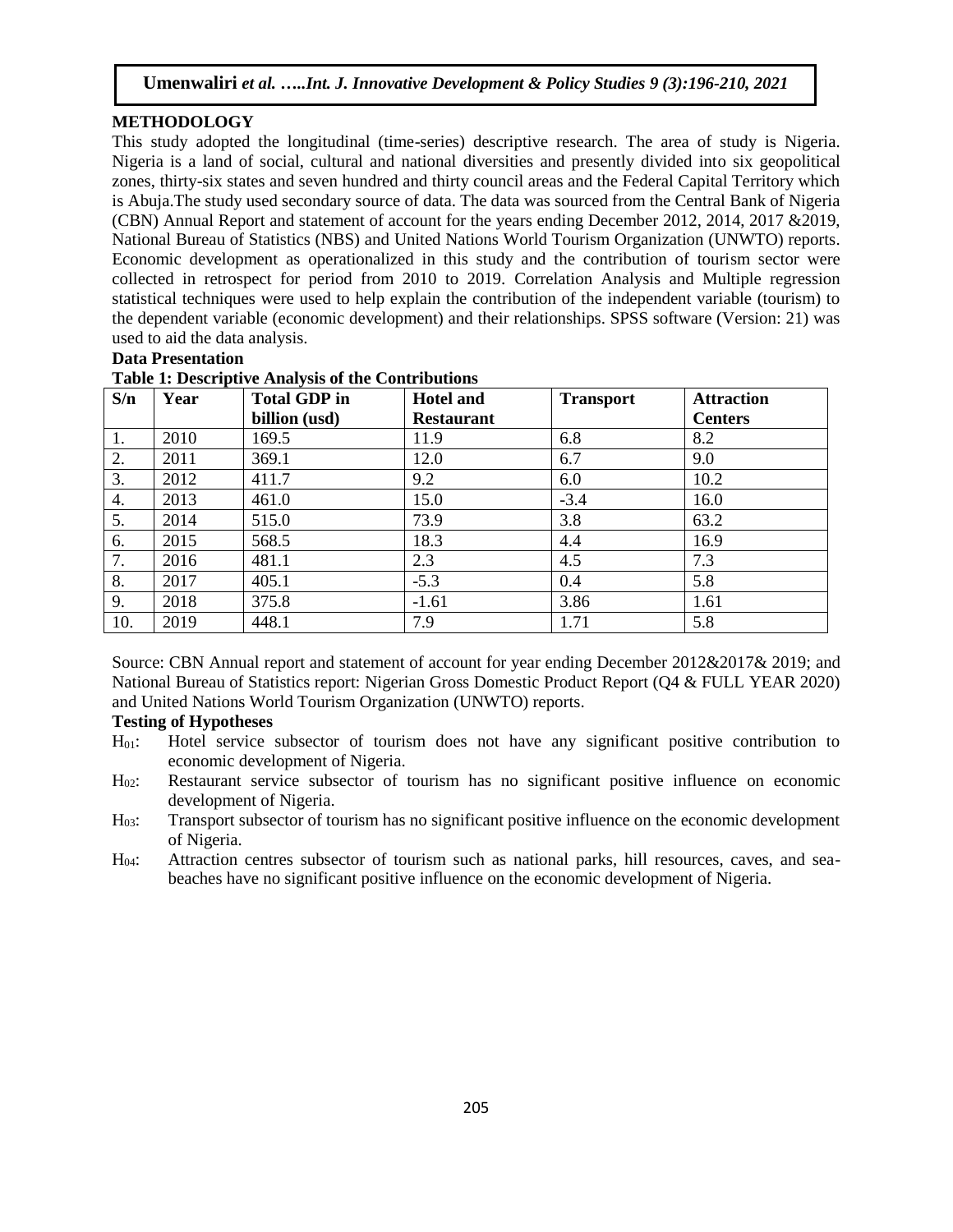## METHODOLOGY

This study adopted the longitudinal (time-series) descriptive research. The area of study is Nigeria. Nigeria is a land of social, cultural and national diversities and presently divided into six geopolitical zones, thirty-six states and seven hundred and thirty council areas and the Federal Capital Territory which is Abuja.The study used secondary source of data. The data was sourced from the Central Bank of Nigeria (CBN) Annual Report and statement of account for the years ending December 2012, 2014, 2017 &2019, National Bureau of Statistics (NBS) and United Nations World Tourism Organization (UNWTO) reports. Economic development as operationalized in this study and the contribution of tourism sector were collected in retrospect for period from 2010 to 2019. Correlation Analysis and Multiple regression statistical techniques were used to help explain the contribution of the independent variable (tourism) to the dependent variable (economic development) and their relationships. SPSS software (Version: 21) was used to aid the data analysis.

### Data Presentation

**Table 1: Descriptive Analysis of the Contributions**

| S/n | Year | Total GDP in billion (usd) | Hotel and Restaurant | Transport | Attraction Centers |
|---|---|---|---|---|---|
| 1. | 2010 | 169.5 | 11.9 | 6.8 | 8.2 |
| 2. | 2011 | 369.1 | 12.0 | 6.7 | 9.0 |
| 3. | 2012 | 411.7 | 9.2 | 6.0 | 10.2 |
| 4. | 2013 | 461.0 | 15.0 | -3.4 | 16.0 |
| 5. | 2014 | 515.0 | 73.9 | 3.8 | 63.2 |
| 6. | 2015 | 568.5 | 18.3 | 4.4 | 16.9 |
| 7. | 2016 | 481.1 | 2.3 | 4.5 | 7.3 |
| 8. | 2017 | 405.1 | -5.3 | 0.4 | 5.8 |
| 9. | 2018 | 375.8 | -1.61 | 3.86 | 1.61 |
| 10. | 2019 | 448.1 | 7.9 | 1.71 | 5.8 |

Source: CBN Annual report and statement of account for year ending December 2012&2017& 2019; and National Bureau of Statistics report: Nigerian Gross Domestic Product Report (Q4 & FULL YEAR 2020) and United Nations World Tourism Organization (UNWTO) reports.

### Testing of Hypotheses

- $H_{01}$: Hotel service subsector of tourism does not have any significant positive contribution to economic development of Nigeria.
- $H_{02}$: Restaurant service subsector of tourism has no significant positive influence on economic development of Nigeria.
- $H_{03}$: Transport subsector of tourism has no significant positive influence on the economic development of Nigeria.
- $H_{04}$: Attraction centres subsector of tourism such as national parks, hill resources, caves, and sea-beaches have no significant positive influence on the economic development of Nigeria.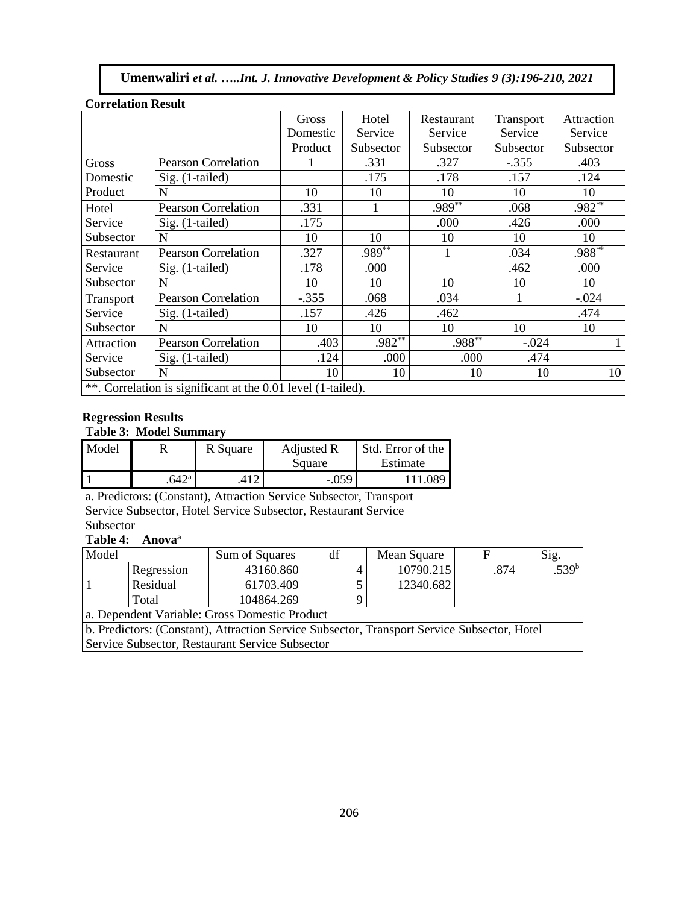**Correlation Result**

| | | Gross Domestic Product | Hotel Service Subsector | Restaurant Service Subsector | Transport Service Subsector | Attraction Service Subsector |
|---|---|---|---|---|---|---|
| Gross Domestic Product | Pearson Correlation | 1 | .331 | .327 | -.355 | .403 |
| | Sig. (1-tailed) | | .175 | .178 | .157 | .124 |
| | N | 10 | 10 | 10 | 10 | 10 |
| Hotel Service Subsector | Pearson Correlation | .331 | 1 | .989** | .068 | .982** |
| | Sig. (1-tailed) | .175 | | .000 | .426 | .000 |
| | N | 10 | 10 | 10 | 10 | 10 |
| Restaurant Service Subsector | Pearson Correlation | .327 | .989** | 1 | .034 | .988** |
| | Sig. (1-tailed) | .178 | .000 | | .462 | .000 |
| | N | 10 | 10 | 10 | 10 | 10 |
| Transport Service Subsector | Pearson Correlation | -.355 | .068 | .034 | 1 | -.024 |
| | Sig. (1-tailed) | .157 | .426 | .462 | | .474 |
| | N | 10 | 10 | 10 | 10 | 10 |
| Attraction Service Subsector | Pearson Correlation | .403 | .982** | .988** | -.024 | 1 |
| | Sig. (1-tailed) | .124 | .000 | .000 | .474 | |
| | N | 10 | 10 | 10 | 10 | 10 |

**. Correlation is significant at the 0.01 level (1-tailed).

**Regression Results**

**Table 3: Model Summary**

| Model | R | R Square | Adjusted R Square | Std. Error of the Estimate |
|---|---|---|---|---|
| 1 | .642[a] | .412 | -.059 | 111.089 |

a. Predictors: (Constant), Attraction Service Subsector, Transport Service Subsector, Hotel Service Subsector, Restaurant Service Subsector

**Table 4: Anova[a]**

| Model | | Sum of Squares | df | Mean Square | F | Sig. |
|---|---|---|---|---|---|---|
| 1 | Regression | 43160.860 | 4 | 10790.215 | .874 | .539[b] |
| | Residual | 61703.409 | 5 | 12340.682 | | |
| | Total | 104864.269 | 9 | | | |

a. Dependent Variable: Gross Domestic Product

b. Predictors: (Constant), Attraction Service Subsector, Transport Service Subsector, Hotel Service Subsector, Restaurant Service Subsector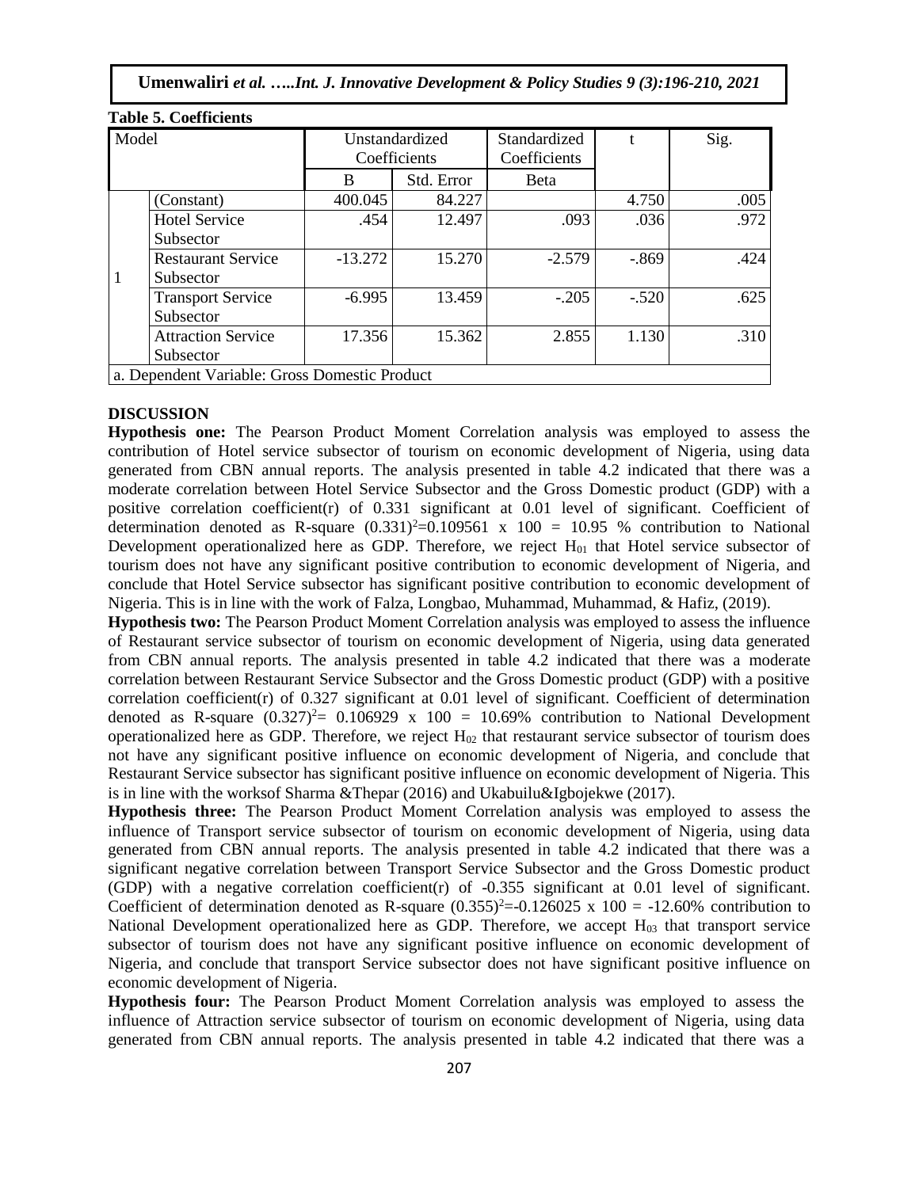**Table 5. Coefficients**

| Model | | Unstandardized Coefficients | | Standardized Coefficients | t | Sig. |
|---|---|---|---|---|---|---|
| | | B | Std. Error | Beta | | |
| 1 | (Constant) | 400.045 | 84.227 | | 4.750 | .005 |
| | Hotel Service Subsector | .454 | 12.497 | .093 | .036 | .972 |
| | Restaurant Service Subsector | -13.272 | 15.270 | -2.579 | -.869 | .424 |
| | Transport Service Subsector | -6.995 | 13.459 | -.205 | -.520 | .625 |
| | Attraction Service Subsector | 17.356 | 15.362 | 2.855 | 1.130 | .310 |

a. Dependent Variable: Gross Domestic Product

## DISCUSSION

**Hypothesis one:** The Pearson Product Moment Correlation analysis was employed to assess the contribution of Hotel service subsector of tourism on economic development of Nigeria, using data generated from CBN annual reports. The analysis presented in table 4.2 indicated that there was a moderate correlation between Hotel Service Subsector and the Gross Domestic product (GDP) with a positive correlation coefficient(r) of 0.331 significant at 0.01 level of significant. Coefficient of determination denoted as R-square $(0.331)^2$=0.109561 x 100 = 10.95 % contribution to National Development operationalized here as GDP. Therefore, we reject $H_{01}$ that Hotel service subsector of tourism does not have any significant positive contribution to economic development of Nigeria, and conclude that Hotel Service subsector has significant positive contribution to economic development of Nigeria. This is in line with the work of Falza, Longbao, Muhammad, Muhammad, & Hafiz, (2019).

**Hypothesis two:** The Pearson Product Moment Correlation analysis was employed to assess the influence of Restaurant service subsector of tourism on economic development of Nigeria, using data generated from CBN annual reports. The analysis presented in table 4.2 indicated that there was a moderate correlation between Restaurant Service Subsector and the Gross Domestic product (GDP) with a positive correlation coefficient(r) of 0.327 significant at 0.01 level of significant. Coefficient of determination denoted as R-square $(0.327)^2$= 0.106929 x 100 = 10.69% contribution to National Development operationalized here as GDP. Therefore, we reject $H_{02}$ that restaurant service subsector of tourism does not have any significant positive influence on economic development of Nigeria, and conclude that Restaurant Service subsector has significant positive influence on economic development of Nigeria. This is in line with the worksof Sharma &Thepar (2016) and Ukabuilu&Igbojekwe (2017).

**Hypothesis three:** The Pearson Product Moment Correlation analysis was employed to assess the influence of Transport service subsector of tourism on economic development of Nigeria, using data generated from CBN annual reports. The analysis presented in table 4.2 indicated that there was a significant negative correlation between Transport Service Subsector and the Gross Domestic product (GDP) with a negative correlation coefficient(r) of -0.355 significant at 0.01 level of significant. Coefficient of determination denoted as R-square $(0.355)^2$=-0.126025 x 100 = -12.60% contribution to National Development operationalized here as GDP. Therefore, we accept $H_{03}$ that transport service subsector of tourism does not have any significant positive influence on economic development of Nigeria, and conclude that transport Service subsector does not have significant positive influence on economic development of Nigeria.

**Hypothesis four:** The Pearson Product Moment Correlation analysis was employed to assess the influence of Attraction service subsector of tourism on economic development of Nigeria, using data generated from CBN annual reports. The analysis presented in table 4.2 indicated that there was a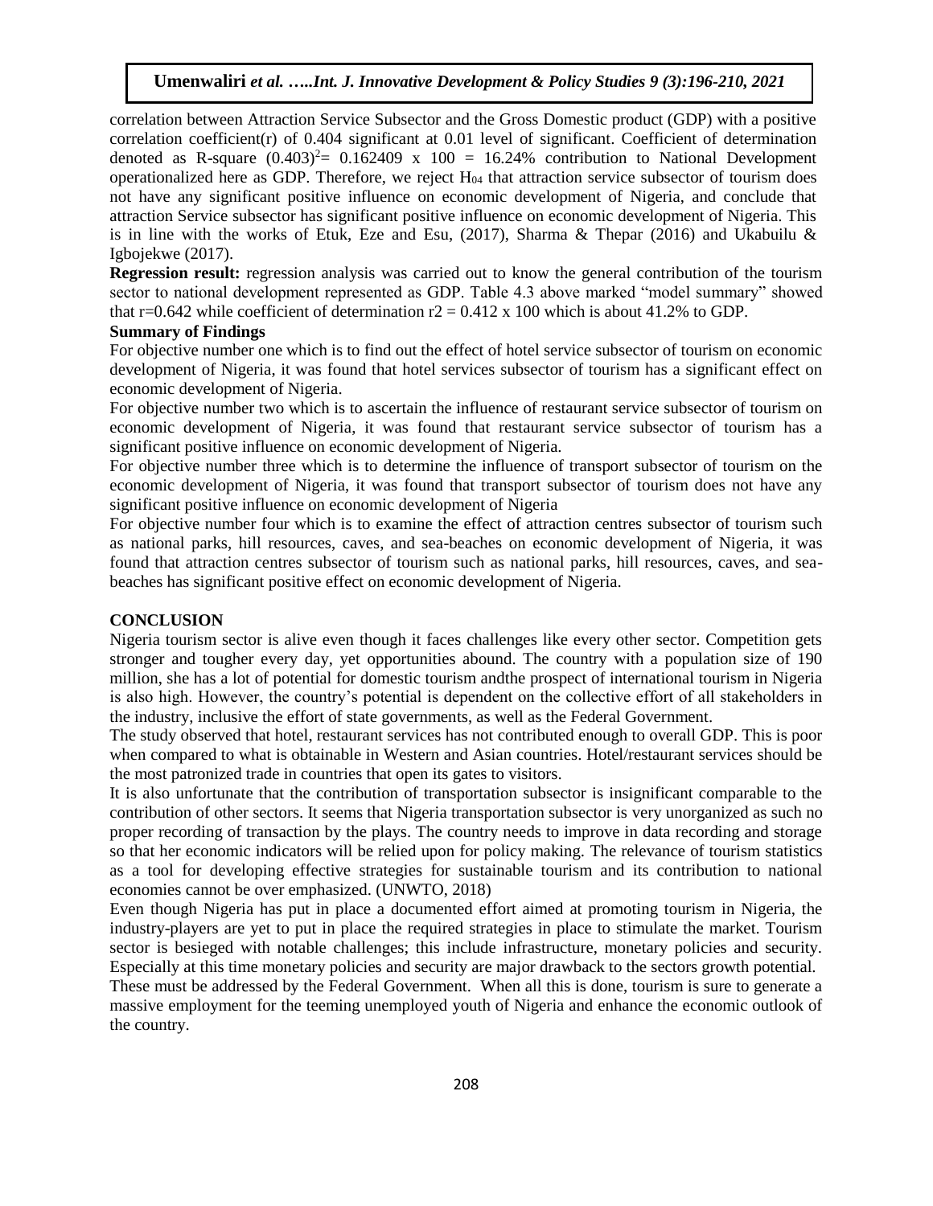correlation between Attraction Service Subsector and the Gross Domestic product (GDP) with a positive correlation coefficient(r) of 0.404 significant at 0.01 level of significant. Coefficient of determination denoted as R-square $(0.403)^2 = 0.162409 \times 100 = 16.24\%$ contribution to National Development operationalized here as GDP. Therefore, we reject $H_{04}$ that attraction service subsector of tourism does not have any significant positive influence on economic development of Nigeria, and conclude that attraction Service subsector has significant positive influence on economic development of Nigeria. This is in line with the works of Etuk, Eze and Esu, (2017), Sharma & Thepar (2016) and Ukabuilu & Igbojekwe (2017).

**Regression result:** regression analysis was carried out to know the general contribution of the tourism sector to national development represented as GDP. Table 4.3 above marked "model summary" showed that r=0.642 while coefficient of determination $r2 = 0.412 \times 100$ which is about 41.2% to GDP.

**Summary of Findings**

For objective number one which is to find out the effect of hotel service subsector of tourism on economic development of Nigeria, it was found that hotel services subsector of tourism has a significant effect on economic development of Nigeria.

For objective number two which is to ascertain the influence of restaurant service subsector of tourism on economic development of Nigeria, it was found that restaurant service subsector of tourism has a significant positive influence on economic development of Nigeria.

For objective number three which is to determine the influence of transport subsector of tourism on the economic development of Nigeria, it was found that transport subsector of tourism does not have any significant positive influence on economic development of Nigeria

For objective number four which is to examine the effect of attraction centres subsector of tourism such as national parks, hill resources, caves, and sea-beaches on economic development of Nigeria, it was found that attraction centres subsector of tourism such as national parks, hill resources, caves, and sea-beaches has significant positive effect on economic development of Nigeria.

## CONCLUSION

Nigeria tourism sector is alive even though it faces challenges like every other sector. Competition gets stronger and tougher every day, yet opportunities abound. The country with a population size of 190 million, she has a lot of potential for domestic tourism andthe prospect of international tourism in Nigeria is also high. However, the country's potential is dependent on the collective effort of all stakeholders in the industry, inclusive the effort of state governments, as well as the Federal Government.

The study observed that hotel, restaurant services has not contributed enough to overall GDP. This is poor when compared to what is obtainable in Western and Asian countries. Hotel/restaurant services should be the most patronized trade in countries that open its gates to visitors.

It is also unfortunate that the contribution of transportation subsector is insignificant comparable to the contribution of other sectors. It seems that Nigeria transportation subsector is very unorganized as such no proper recording of transaction by the plays. The country needs to improve in data recording and storage so that her economic indicators will be relied upon for policy making. The relevance of tourism statistics as a tool for developing effective strategies for sustainable tourism and its contribution to national economies cannot be over emphasized. (UNWTO, 2018)

Even though Nigeria has put in place a documented effort aimed at promoting tourism in Nigeria, the industry-players are yet to put in place the required strategies in place to stimulate the market. Tourism sector is besieged with notable challenges; this include infrastructure, monetary policies and security. Especially at this time monetary policies and security are major drawback to the sectors growth potential.

These must be addressed by the Federal Government. When all this is done, tourism is sure to generate a massive employment for the teeming unemployed youth of Nigeria and enhance the economic outlook of the country.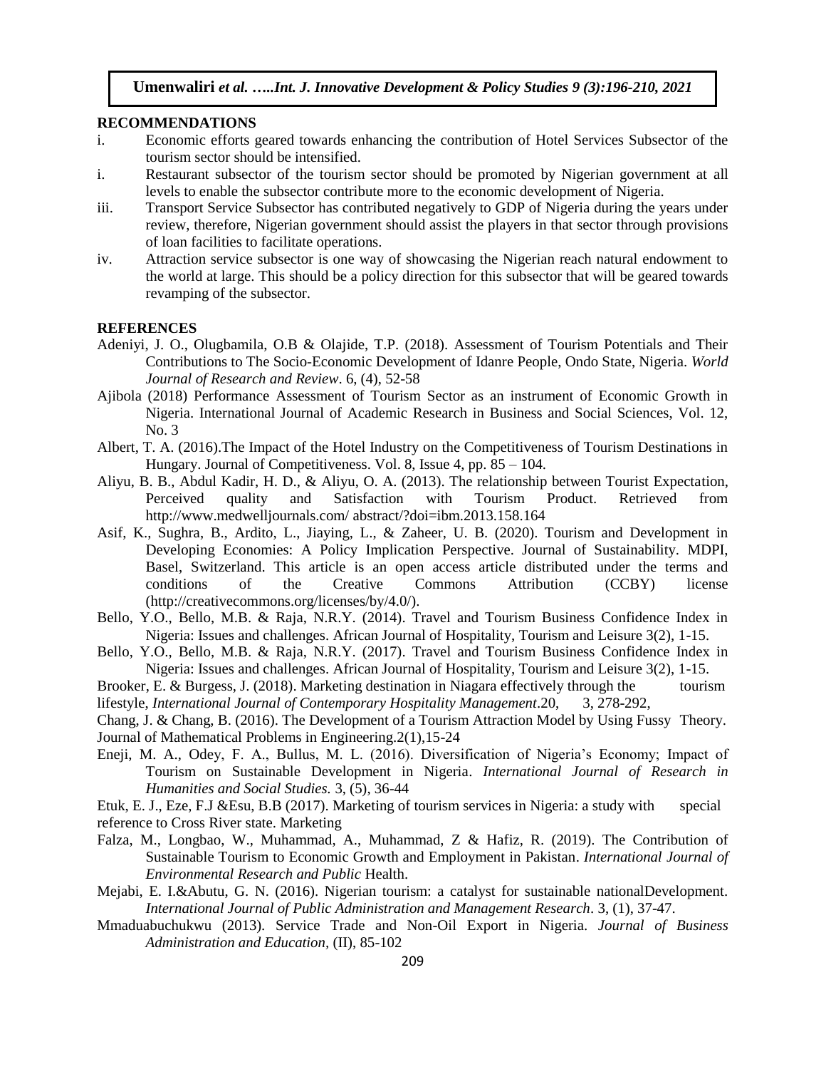## RECOMMENDATIONS

i. Economic efforts geared towards enhancing the contribution of Hotel Services Subsector of the tourism sector should be intensified.

i. Restaurant subsector of the tourism sector should be promoted by Nigerian government at all levels to enable the subsector contribute more to the economic development of Nigeria.

iii. Transport Service Subsector has contributed negatively to GDP of Nigeria during the years under review, therefore, Nigerian government should assist the players in that sector through provisions of loan facilities to facilitate operations.

iv. Attraction service subsector is one way of showcasing the Nigerian reach natural endowment to the world at large. This should be a policy direction for this subsector that will be geared towards revamping of the subsector.

## REFERENCES

Adeniyi, J. O., Olugbamila, O.B & Olajide, T.P. (2018). Assessment of Tourism Potentials and Their Contributions to The Socio-Economic Development of Idanre People, Ondo State, Nigeria. *World Journal of Research and Review*. 6, (4), 52-58

Ajibola (2018) Performance Assessment of Tourism Sector as an instrument of Economic Growth in Nigeria. International Journal of Academic Research in Business and Social Sciences, Vol. 12, No. 3

Albert, T. A. (2016).The Impact of the Hotel Industry on the Competitiveness of Tourism Destinations in Hungary. Journal of Competitiveness. Vol. 8, Issue 4, pp. 85 – 104.

Aliyu, B. B., Abdul Kadir, H. D., & Aliyu, O. A. (2013). The relationship between Tourist Expectation, Perceived quality and Satisfaction with Tourism Product. Retrieved from http://www.medwelljournals.com/ abstract/?doi=ibm.2013.158.164

Asif, K., Sughra, B., Ardito, L., Jiaying, L., & Zaheer, U. B. (2020). Tourism and Development in Developing Economies: A Policy Implication Perspective. Journal of Sustainability. MDPI, Basel, Switzerland. This article is an open access article distributed under the terms and conditions of the Creative Commons Attribution (CCBY) license (http://creativecommons.org/licenses/by/4.0/).

Bello, Y.O., Bello, M.B. & Raja, N.R.Y. (2014). Travel and Tourism Business Confidence Index in Nigeria: Issues and challenges. African Journal of Hospitality, Tourism and Leisure 3(2), 1-15.

Bello, Y.O., Bello, M.B. & Raja, N.R.Y. (2017). Travel and Tourism Business Confidence Index in Nigeria: Issues and challenges. African Journal of Hospitality, Tourism and Leisure 3(2), 1-15.

Brooker, E. & Burgess, J. (2018). Marketing destination in Niagara effectively through the tourism lifestyle, *International Journal of Contemporary Hospitality Management*.20, 3, 278-292,

Chang, J. & Chang, B. (2016). The Development of a Tourism Attraction Model by Using Fussy Theory. Journal of Mathematical Problems in Engineering.2(1),15-24

Eneji, M. A., Odey, F. A., Bullus, M. L. (2016). Diversification of Nigeria's Economy; Impact of Tourism on Sustainable Development in Nigeria. *International Journal of Research in Humanities and Social Studies.* 3, (5), 36-44

Etuk, E. J., Eze, F.J &Esu, B.B (2017). Marketing of tourism services in Nigeria: a study with special reference to Cross River state. Marketing

Falza, M., Longbao, W., Muhammad, A., Muhammad, Z & Hafiz, R. (2019). The Contribution of Sustainable Tourism to Economic Growth and Employment in Pakistan. *International Journal of Environmental Research and Public* Health.

Mejabi, E. I.&Abutu, G. N. (2016). Nigerian tourism: a catalyst for sustainable nationalDevelopment. *International Journal of Public Administration and Management Research*. 3, (1), 37-47.

Mmaduabuchukwu (2013). Service Trade and Non-Oil Export in Nigeria. *Journal of Business Administration and Education*, (II), 85-102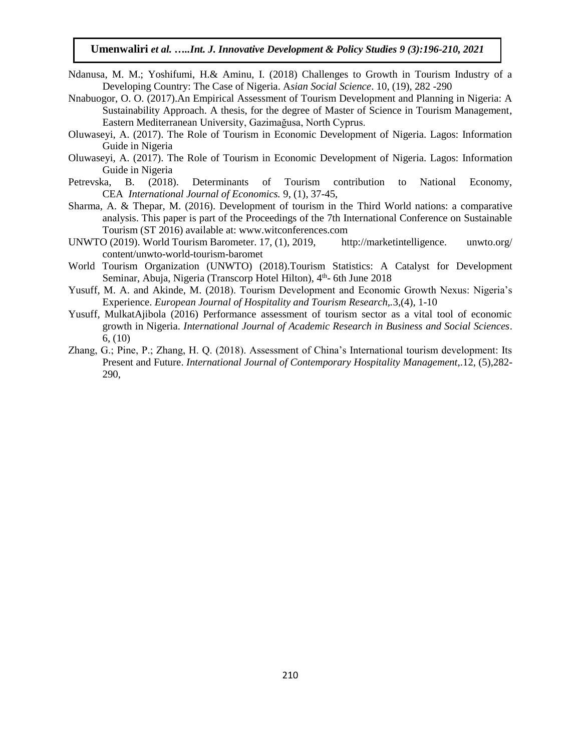Ndanusa, M. M.; Yoshifumi, H.& Aminu, I. (2018) Challenges to Growth in Tourism Industry of a Developing Country: The Case of Nigeria. A*sian Social Science*. 10, (19), 282 -290

Nnabuogor, O. O. (2017).An Empirical Assessment of Tourism Development and Planning in Nigeria: A Sustainability Approach. A thesis, for the degree of Master of Science in Tourism Management, Eastern Mediterranean University, Gazimağusa, North Cyprus.

Oluwaseyi, A. (2017). The Role of Tourism in Economic Development of Nigeria. Lagos: Information Guide in Nigeria

Oluwaseyi, A. (2017). The Role of Tourism in Economic Development of Nigeria. Lagos: Information Guide in Nigeria

Petrevska, B. (2018). Determinants of Tourism contribution to National Economy, CEA *International Journal of Economics.* 9, (1), 37-45,

Sharma, A. & Thepar, M. (2016). Development of tourism in the Third World nations: a comparative analysis. This paper is part of the Proceedings of the 7th International Conference on Sustainable Tourism (ST 2016) available at: www.witconferences.com

UNWTO (2019). World Tourism Barometer. 17, (1), 2019, http://marketintelligence. unwto.org/ content/unwto-world-tourism-baromet

World Tourism Organization (UNWTO) (2018).Tourism Statistics: A Catalyst for Development Seminar, Abuja, Nigeria (Transcorp Hotel Hilton), 4th- 6th June 2018

Yusuff, M. A. and Akinde, M. (2018). Tourism Development and Economic Growth Nexus: Nigeria's Experience. *European Journal of Hospitality and Tourism Research*,.3,(4), 1-10

Yusuff, MulkatAjibola (2016) Performance assessment of tourism sector as a vital tool of economic growth in Nigeria. *International Journal of Academic Research in Business and Social Sciences*. 6, (10)

Zhang, G.; Pine, P.; Zhang, H. Q. (2018). Assessment of China's International tourism development: Its Present and Future. *International Journal of Contemporary Hospitality Management*,.12, (5),282-290,